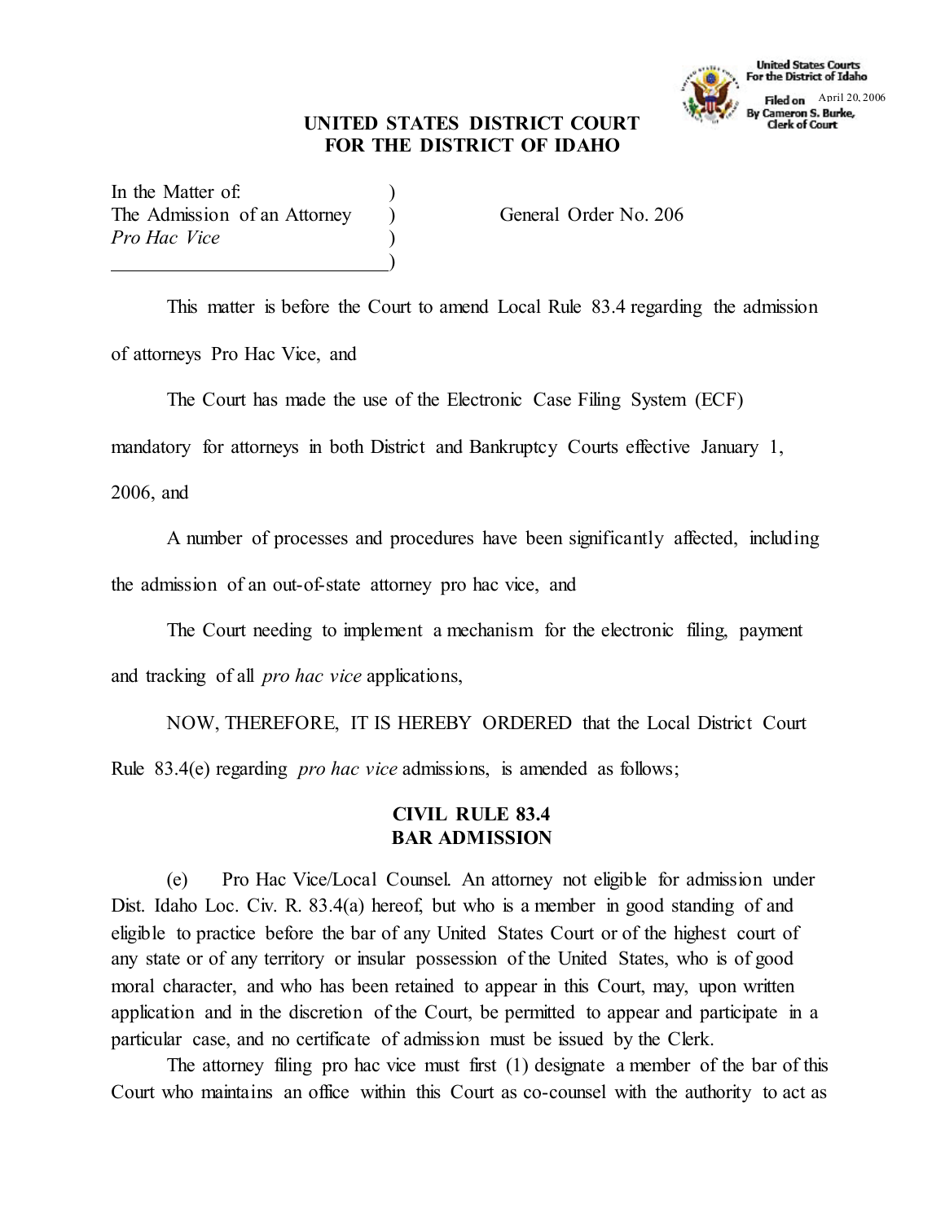United States Courts
For the District of Idaho
Filed on April 20, 2006
By Cameron S. Burke,
Clerk of Court

**UNITED STATES DISTRICT COURT**
**FOR THE DISTRICT OF IDAHO**

In the Matter of:
The Admission of an Attorney
*Pro Hac Vice*

General Order No. 206

This matter is before the Court to amend Local Rule 83.4 regarding the admission of attorneys Pro Hac Vice, and

The Court has made the use of the Electronic Case Filing System (ECF) mandatory for attorneys in both District and Bankruptcy Courts effective January 1, 2006, and

A number of processes and procedures have been significantly affected, including the admission of an out-of-state attorney pro hac vice, and

The Court needing to implement a mechanism for the electronic filing, payment and tracking of all *pro hac vice* applications,

NOW, THEREFORE, IT IS HEREBY ORDERED that the Local District Court Rule 83.4(e) regarding *pro hac vice* admissions, is amended as follows;

**CIVIL RULE 83.4**
**BAR ADMISSION**

(e) Pro Hac Vice/Local Counsel. An attorney not eligible for admission under Dist. Idaho Loc. Civ. R. 83.4(a) hereof, but who is a member in good standing of and eligible to practice before the bar of any United States Court or of the highest court of any state or of any territory or insular possession of the United States, who is of good moral character, and who has been retained to appear in this Court, may, upon written application and in the discretion of the Court, be permitted to appear and participate in a particular case, and no certificate of admission must be issued by the Clerk.

The attorney filing pro hac vice must first (1) designate a member of the bar of this Court who maintains an office within this Court as co-counsel with the authority to act as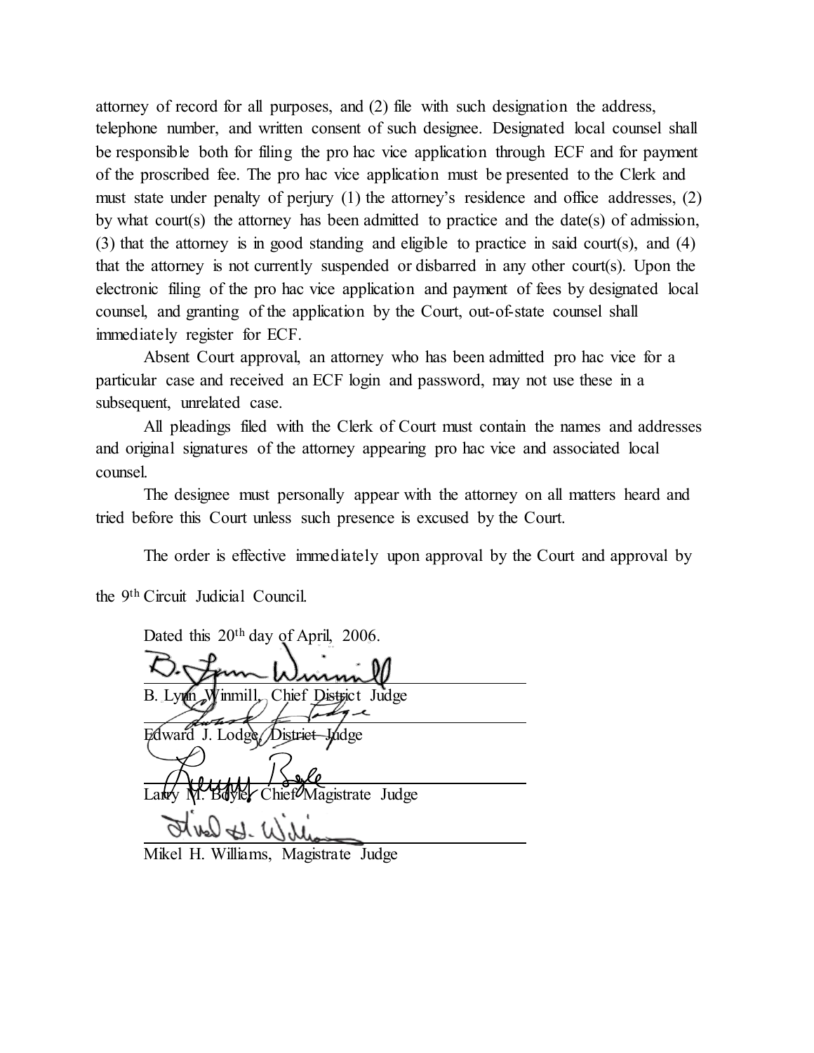attorney of record for all purposes, and (2) file with such designation the address, telephone number, and written consent of such designee. Designated local counsel shall be responsible both for filing the pro hac vice application through ECF and for payment of the proscribed fee. The pro hac vice application must be presented to the Clerk and must state under penalty of perjury (1) the attorney's residence and office addresses, (2) by what court(s) the attorney has been admitted to practice and the date(s) of admission, (3) that the attorney is in good standing and eligible to practice in said court(s), and (4) that the attorney is not currently suspended or disbarred in any other court(s). Upon the electronic filing of the pro hac vice application and payment of fees by designated local counsel, and granting of the application by the Court, out-of-state counsel shall immediately register for ECF.

Absent Court approval, an attorney who has been admitted pro hac vice for a particular case and received an ECF login and password, may not use these in a subsequent, unrelated case.

All pleadings filed with the Clerk of Court must contain the names and addresses and original signatures of the attorney appearing pro hac vice and associated local counsel.

The designee must personally appear with the attorney on all matters heard and tried before this Court unless such presence is excused by the Court.

The order is effective immediately upon approval by the Court and approval by the 9th Circuit Judicial Council.

Dated this 20th day of April, 2006.

B. Lynn Winmill, Chief District Judge

Edward J. Lodge, District Judge

Larry M. Boyle, Chief Magistrate Judge

Mikel H. Williams, Magistrate Judge